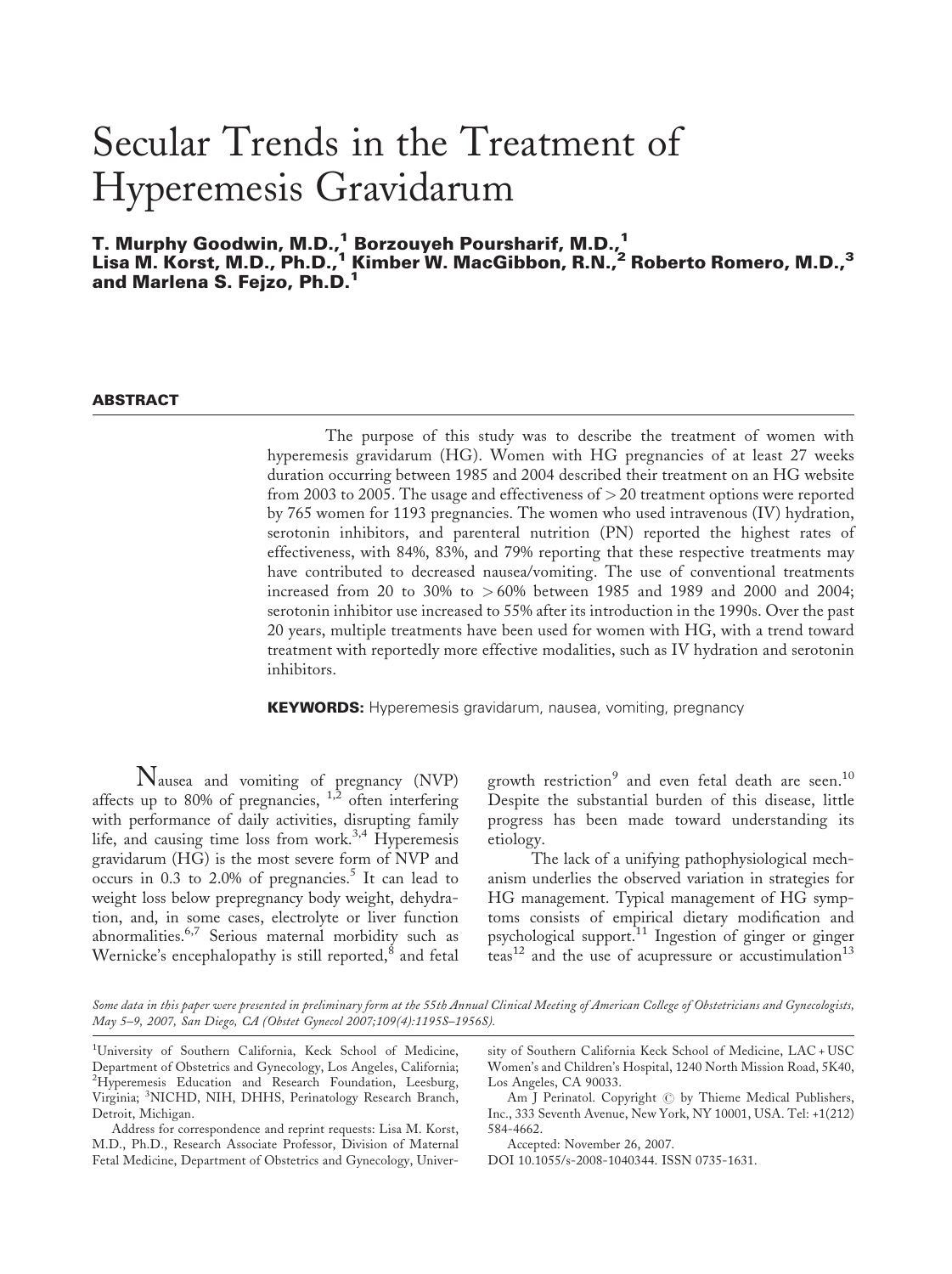# Secular Trends in the Treatment of Hyperemesis Gravidarum

**T. Murphy Goodwin, M.D.,[1] Borzouyeh Poursharif, M.D.,[1] Lisa M. Korst, M.D., Ph.D.,[1] Kimber W. MacGibbon, R.N.,[2] Roberto Romero, M.D.,[3] and Marlena S. Fejzo, Ph.D.[1]**

## ABSTRACT

The purpose of this study was to describe the treatment of women with hyperemesis gravidarum (HG). Women with HG pregnancies of at least 27 weeks duration occurring between 1985 and 2004 described their treatment on an HG website from 2003 to 2005. The usage and effectiveness of > 20 treatment options were reported by 765 women for 1193 pregnancies. The women who used intravenous (IV) hydration, serotonin inhibitors, and parenteral nutrition (PN) reported the highest rates of effectiveness, with 84%, 83%, and 79% reporting that these respective treatments may have contributed to decreased nausea/vomiting. The use of conventional treatments increased from 20 to 30% to > 60% between 1985 and 1989 and 2000 and 2004; serotonin inhibitor use increased to 55% after its introduction in the 1990s. Over the past 20 years, multiple treatments have been used for women with HG, with a trend toward treatment with reportedly more effective modalities, such as IV hydration and serotonin inhibitors.

**KEYWORDS:** Hyperemesis gravidarum, nausea, vomiting, pregnancy

Nausea and vomiting of pregnancy (NVP) affects up to 80% of pregnancies, [1,2] often interfering with performance of daily activities, disrupting family life, and causing time loss from work.[3,4] Hyperemesis gravidarum (HG) is the most severe form of NVP and occurs in 0.3 to 2.0% of pregnancies.[5] It can lead to weight loss below prepregnancy body weight, dehydration, and, in some cases, electrolyte or liver function abnormalities.[6,7] Serious maternal morbidity such as Wernicke's encephalopathy is still reported,[8] and fetal growth restriction[9] and even fetal death are seen.[10] Despite the substantial burden of this disease, little progress has been made toward understanding its etiology.

The lack of a unifying pathophysiological mechanism underlies the observed variation in strategies for HG management. Typical management of HG symptoms consists of empirical dietary modification and psychological support.[11] Ingestion of ginger or ginger teas[12] and the use of acupressure or accustimulation[13]

*Some data in this paper were presented in preliminary form at the 55th Annual Clinical Meeting of American College of Obstetricians and Gynecologists, May 5–9, 2007, San Diego, CA (Obstet Gynecol 2007;109(4):119S–1956S).*

[1]University of Southern California, Keck School of Medicine, Department of Obstetrics and Gynecology, Los Angeles, California; [2]Hyperemesis Education and Research Foundation, Leesburg, Virginia; [3]NICHD, NIH, DHHS, Perinatology Research Branch, Detroit, Michigan.

Address for correspondence and reprint requests: Lisa M. Korst, M.D., Ph.D., Research Associate Professor, Division of Maternal Fetal Medicine, Department of Obstetrics and Gynecology, University of Southern California Keck School of Medicine, LAC + USC Women's and Children's Hospital, 1240 North Mission Road, 5K40, Los Angeles, CA 90033.

Am J Perinatol. Copyright © by Thieme Medical Publishers, Inc., 333 Seventh Avenue, New York, NY 10001, USA. Tel: +1(212) 584-4662.

Accepted: November 26, 2007.

DOI 10.1055/s-2008-1040344. ISSN 0735-1631.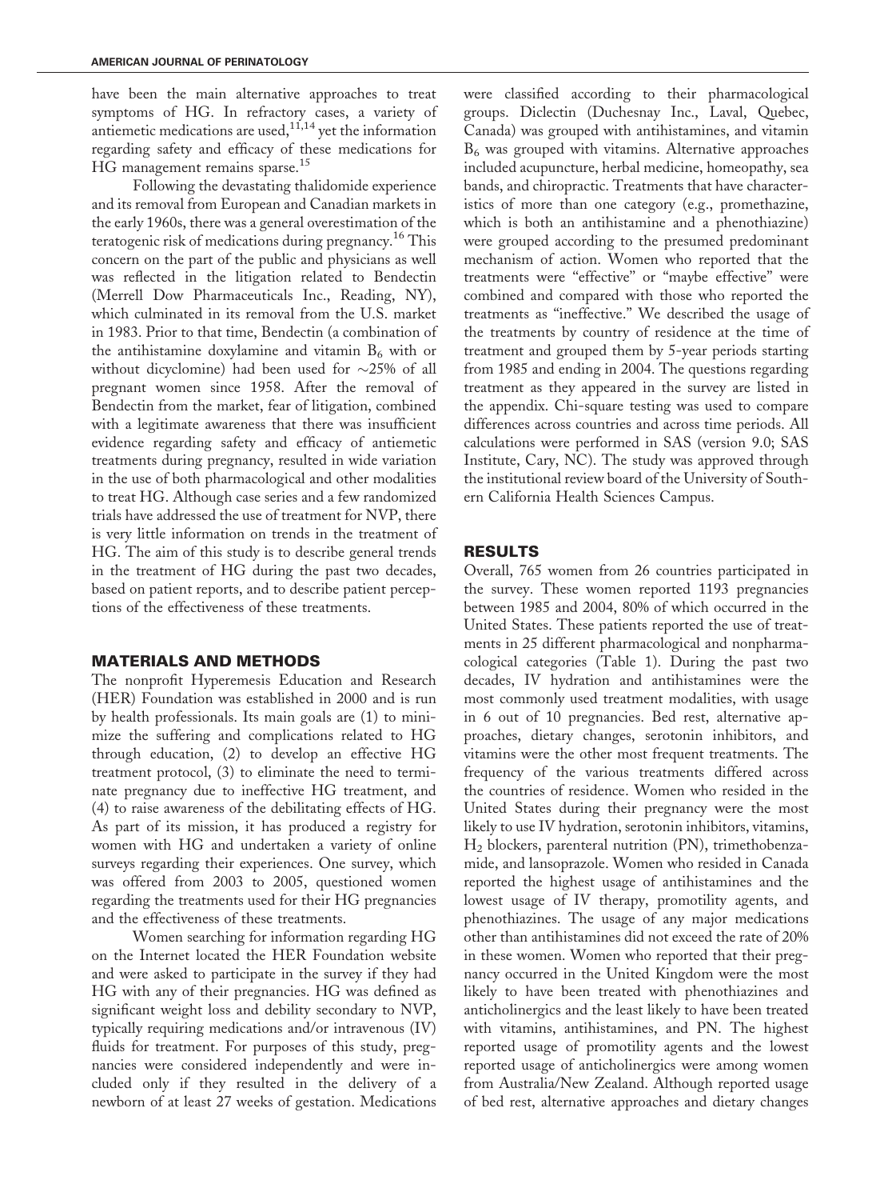have been the main alternative approaches to treat symptoms of HG. In refractory cases, a variety of antiemetic medications are used,[11,14] yet the information regarding safety and efficacy of these medications for HG management remains sparse.[15]

Following the devastating thalidomide experience and its removal from European and Canadian markets in the early 1960s, there was a general overestimation of the teratogenic risk of medications during pregnancy.[16] This concern on the part of the public and physicians as well was reflected in the litigation related to Bendectin (Merrell Dow Pharmaceuticals Inc., Reading, NY), which culminated in its removal from the U.S. market in 1983. Prior to that time, Bendectin (a combination of the antihistamine doxylamine and vitamin $B_6$ with or without dicyclomine) had been used for ~25% of all pregnant women since 1958. After the removal of Bendectin from the market, fear of litigation, combined with a legitimate awareness that there was insufficient evidence regarding safety and efficacy of antiemetic treatments during pregnancy, resulted in wide variation in the use of both pharmacological and other modalities to treat HG. Although case series and a few randomized trials have addressed the use of treatment for NVP, there is very little information on trends in the treatment of HG. The aim of this study is to describe general trends in the treatment of HG during the past two decades, based on patient reports, and to describe patient perceptions of the effectiveness of these treatments.

## MATERIALS AND METHODS

The nonprofit Hyperemesis Education and Research (HER) Foundation was established in 2000 and is run by health professionals. Its main goals are (1) to minimize the suffering and complications related to HG through education, (2) to develop an effective HG treatment protocol, (3) to eliminate the need to terminate pregnancy due to ineffective HG treatment, and (4) to raise awareness of the debilitating effects of HG. As part of its mission, it has produced a registry for women with HG and undertaken a variety of online surveys regarding their experiences. One survey, which was offered from 2003 to 2005, questioned women regarding the treatments used for their HG pregnancies and the effectiveness of these treatments.

Women searching for information regarding HG on the Internet located the HER Foundation website and were asked to participate in the survey if they had HG with any of their pregnancies. HG was defined as significant weight loss and debility secondary to NVP, typically requiring medications and/or intravenous (IV) fluids for treatment. For purposes of this study, pregnancies were considered independently and were included only if they resulted in the delivery of a newborn of at least 27 weeks of gestation. Medications were classified according to their pharmacological groups. Diclectin (Duchesnay Inc., Laval, Quebec, Canada) was grouped with antihistamines, and vitamin $B_6$ was grouped with vitamins. Alternative approaches included acupuncture, herbal medicine, homeopathy, sea bands, and chiropractic. Treatments that have characteristics of more than one category (e.g., promethazine, which is both an antihistamine and a phenothiazine) were grouped according to the presumed predominant mechanism of action. Women who reported that the treatments were "effective" or "maybe effective" were combined and compared with those who reported the treatments as "ineffective." We described the usage of the treatments by country of residence at the time of treatment and grouped them by 5-year periods starting from 1985 and ending in 2004. The questions regarding treatment as they appeared in the survey are listed in the appendix. Chi-square testing was used to compare differences across countries and across time periods. All calculations were performed in SAS (version 9.0; SAS Institute, Cary, NC). The study was approved through the institutional review board of the University of Southern California Health Sciences Campus.

## RESULTS

Overall, 765 women from 26 countries participated in the survey. These women reported 1193 pregnancies between 1985 and 2004, 80% of which occurred in the United States. These patients reported the use of treatments in 25 different pharmacological and nonpharmacological categories (Table 1). During the past two decades, IV hydration and antihistamines were the most commonly used treatment modalities, with usage in 6 out of 10 pregnancies. Bed rest, alternative approaches, dietary changes, serotonin inhibitors, and vitamins were the other most frequent treatments. The frequency of the various treatments differed across the countries of residence. Women who resided in the United States during their pregnancy were the most likely to use IV hydration, serotonin inhibitors, vitamins, $H_2$ blockers, parenteral nutrition (PN), trimethobenzamide, and lansoprazole. Women who resided in Canada reported the highest usage of antihistamines and the lowest usage of IV therapy, promotility agents, and phenothiazines. The usage of any major medications other than antihistamines did not exceed the rate of 20% in these women. Women who reported that their pregnancy occurred in the United Kingdom were the most likely to have been treated with phenothiazines and anticholinergics and the least likely to have been treated with vitamins, antihistamines, and PN. The highest reported usage of promotility agents and the lowest reported usage of anticholinergics were among women from Australia/New Zealand. Although reported usage of bed rest, alternative approaches and dietary changes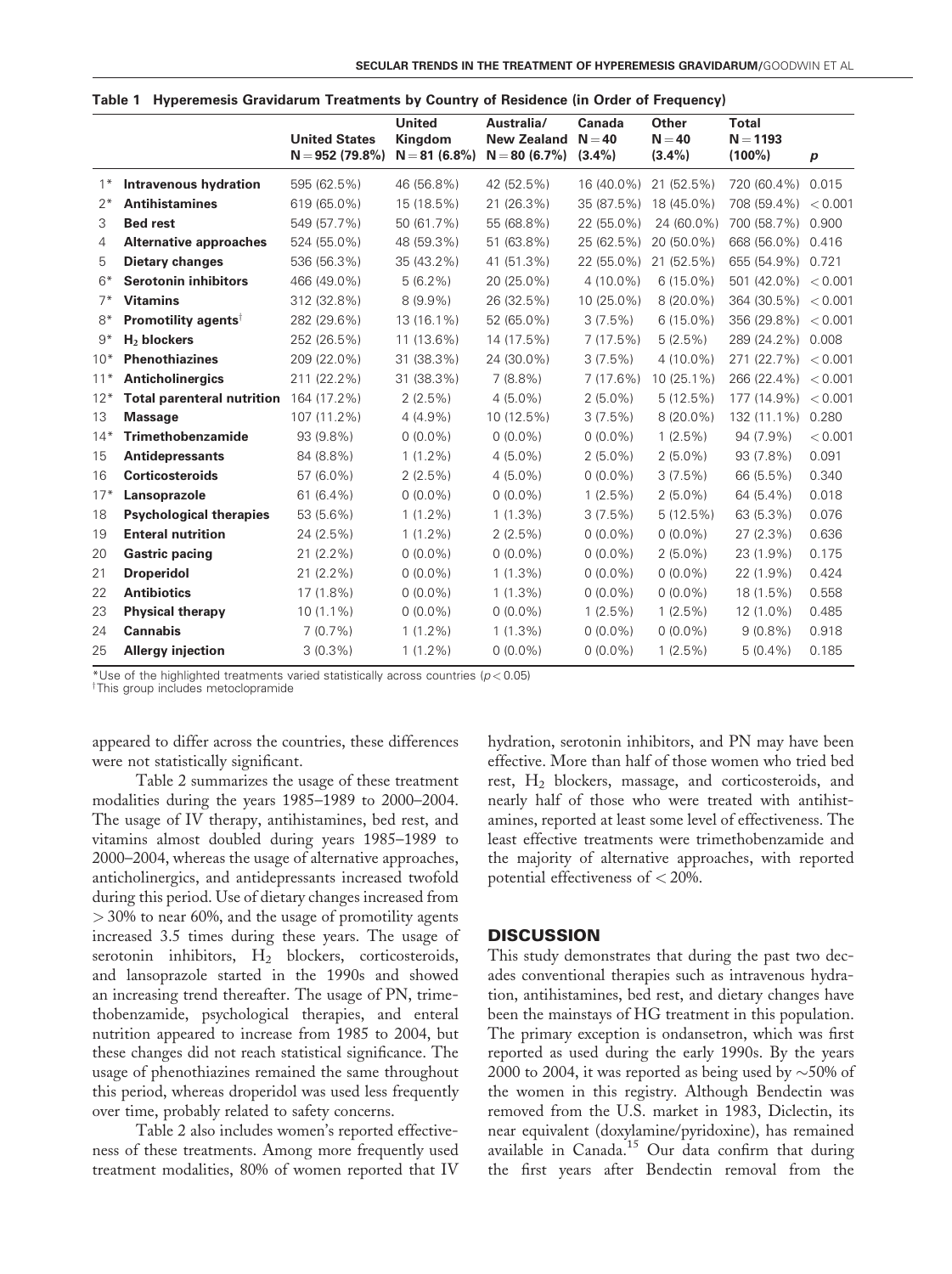**Table 1 Hyperemesis Gravidarum Treatments by Country of Residence (in Order of Frequency)**

| | | United States N = 952 (79.8%) | United Kingdom N = 81 (6.8%) | Australia/ New Zealand N = 80 (6.7%) | Canada N = 40 (3.4%) | Other N = 40 (3.4%) | Total N = 1193 (100%) | p |
|---|---|---|---|---|---|---|---|---|
| 1* | **Intravenous hydration** | 595 (62.5%) | 46 (56.8%) | 42 (52.5%) | 16 (40.0%) | 21 (52.5%) | 720 (60.4%) | 0.015 |
| 2* | **Antihistamines** | 619 (65.0%) | 15 (18.5%) | 21 (26.3%) | 35 (87.5%) | 18 (45.0%) | 708 (59.4%) | < 0.001 |
| 3 | **Bed rest** | 549 (57.7%) | 50 (61.7%) | 55 (68.8%) | 22 (55.0%) | 24 (60.0%) | 700 (58.7%) | 0.900 |
| 4 | **Alternative approaches** | 524 (55.0%) | 48 (59.3%) | 51 (63.8%) | 25 (62.5%) | 20 (50.0%) | 668 (56.0%) | 0.416 |
| 5 | **Dietary changes** | 536 (56.3%) | 35 (43.2%) | 41 (51.3%) | 22 (55.0%) | 21 (52.5%) | 655 (54.9%) | 0.721 |
| 6* | **Serotonin inhibitors** | 466 (49.0%) | 5 (6.2%) | 20 (25.0%) | 4 (10.0%) | 6 (15.0%) | 501 (42.0%) | < 0.001 |
| 7* | **Vitamins** | 312 (32.8%) | 8 (9.9%) | 26 (32.5%) | 10 (25.0%) | 8 (20.0%) | 364 (30.5%) | < 0.001 |
| 8* | **Promotility agents**[†] | 282 (29.6%) | 13 (16.1%) | 52 (65.0%) | 3 (7.5%) | 6 (15.0%) | 356 (29.8%) | < 0.001 |
| 9* | **$H_2$ blockers** | 252 (26.5%) | 11 (13.6%) | 14 (17.5%) | 7 (17.5%) | 5 (2.5%) | 289 (24.2%) | 0.008 |
| 10* | **Phenothiazines** | 209 (22.0%) | 31 (38.3%) | 24 (30.0%) | 3 (7.5%) | 4 (10.0%) | 271 (22.7%) | < 0.001 |
| 11* | **Anticholinergics** | 211 (22.2%) | 31 (38.3%) | 7 (8.8%) | 7 (17.6%) | 10 (25.1%) | 266 (22.4%) | < 0.001 |
| 12* | **Total parenteral nutrition** | 164 (17.2%) | 2 (2.5%) | 4 (5.0%) | 2 (5.0%) | 5 (12.5%) | 177 (14.9%) | < 0.001 |
| 13 | **Massage** | 107 (11.2%) | 4 (4.9%) | 10 (12.5%) | 3 (7.5%) | 8 (20.0%) | 132 (11.1%) | 0.280 |
| 14* | **Trimethobenzamide** | 93 (9.8%) | 0 (0.0%) | 0 (0.0%) | 0 (0.0%) | 1 (2.5%) | 94 (7.9%) | < 0.001 |
| 15 | **Antidepressants** | 84 (8.8%) | 1 (1.2%) | 4 (5.0%) | 2 (5.0%) | 2 (5.0%) | 93 (7.8%) | 0.091 |
| 16 | **Corticosteroids** | 57 (6.0%) | 2 (2.5%) | 4 (5.0%) | 0 (0.0%) | 3 (7.5%) | 66 (5.5%) | 0.340 |
| 17* | **Lansoprazole** | 61 (6.4%) | 0 (0.0%) | 0 (0.0%) | 1 (2.5%) | 2 (5.0%) | 64 (5.4%) | 0.018 |
| 18 | **Psychological therapies** | 53 (5.6%) | 1 (1.2%) | 1 (1.3%) | 3 (7.5%) | 5 (12.5%) | 63 (5.3%) | 0.076 |
| 19 | **Enteral nutrition** | 24 (2.5%) | 1 (1.2%) | 2 (2.5%) | 0 (0.0%) | 0 (0.0%) | 27 (2.3%) | 0.636 |
| 20 | **Gastric pacing** | 21 (2.2%) | 0 (0.0%) | 0 (0.0%) | 0 (0.0%) | 2 (5.0%) | 23 (1.9%) | 0.175 |
| 21 | **Droperidol** | 21 (2.2%) | 0 (0.0%) | 1 (1.3%) | 0 (0.0%) | 0 (0.0%) | 22 (1.9%) | 0.424 |
| 22 | **Antibiotics** | 17 (1.8%) | 0 (0.0%) | 1 (1.3%) | 0 (0.0%) | 0 (0.0%) | 18 (1.5%) | 0.558 |
| 23 | **Physical therapy** | 10 (1.1%) | 0 (0.0%) | 0 (0.0%) | 1 (2.5%) | 1 (2.5%) | 12 (1.0%) | 0.485 |
| 24 | **Cannabis** | 7 (0.7%) | 1 (1.2%) | 1 (1.3%) | 0 (0.0%) | 0 (0.0%) | 9 (0.8%) | 0.918 |
| 25 | **Allergy injection** | 3 (0.3%) | 1 (1.2%) | 0 (0.0%) | 0 (0.0%) | 1 (2.5%) | 5 (0.4%) | 0.185 |

*Use of the highlighted treatments varied statistically across countries ($p < 0.05$)
[†]This group includes metoclopramide

appeared to differ across the countries, these differences were not statistically significant.

Table 2 summarizes the usage of these treatment modalities during the years 1985–1989 to 2000–2004. The usage of IV therapy, antihistamines, bed rest, and vitamins almost doubled during years 1985–1989 to 2000–2004, whereas the usage of alternative approaches, anticholinergics, and antidepressants increased twofold during this period. Use of dietary changes increased from > 30% to near 60%, and the usage of promotility agents increased 3.5 times during these years. The usage of serotonin inhibitors, $H_2$ blockers, corticosteroids, and lansoprazole started in the 1990s and showed an increasing trend thereafter. The usage of PN, trimethobenzamide, psychological therapies, and enteral nutrition appeared to increase from 1985 to 2004, but these changes did not reach statistical significance. The usage of phenothiazines remained the same throughout this period, whereas droperidol was used less frequently over time, probably related to safety concerns.

Table 2 also includes women's reported effectiveness of these treatments. Among more frequently used treatment modalities, 80% of women reported that IV hydration, serotonin inhibitors, and PN may have been effective. More than half of those women who tried bed rest, $H_2$ blockers, massage, and corticosteroids, and nearly half of those who were treated with antihistamines, reported at least some level of effectiveness. The least effective treatments were trimethobenzamide and the majority of alternative approaches, with reported potential effectiveness of < 20%.

## DISCUSSION

This study demonstrates that during the past two decades conventional therapies such as intravenous hydration, antihistamines, bed rest, and dietary changes have been the mainstays of HG treatment in this population. The primary exception is ondansetron, which was first reported as used during the early 1990s. By the years 2000 to 2004, it was reported as being used by ~50% of the women in this registry. Although Bendectin was removed from the U.S. market in 1983, Diclectin, its near equivalent (doxylamine/pyridoxine), has remained available in Canada.[15] Our data confirm that during the first years after Bendectin removal from the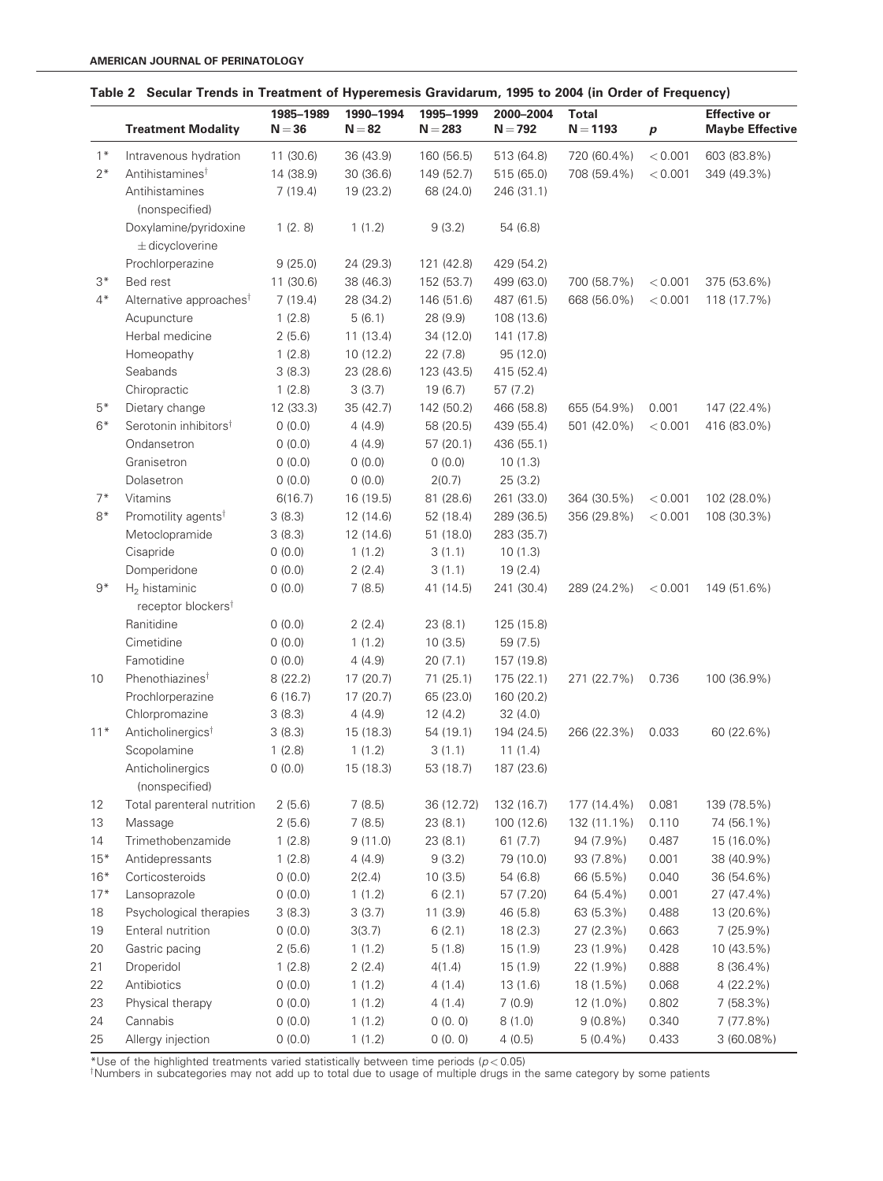**Table 2 Secular Trends in Treatment of Hyperemesis Gravidarum, 1995 to 2004 (in Order of Frequency)**

| | Treatment Modality | 1985–1989 N = 36 | 1990–1994 N = 82 | 1995–1999 N = 283 | 2000–2004 N = 792 | Total N = 1193 | p | Effective or Maybe Effective |
|---|---|---|---|---|---|---|---|---|
| 1* | Intravenous hydration | 11 (30.6) | 36 (43.9) | 160 (56.5) | 513 (64.8) | 720 (60.4%) | < 0.001 | 603 (83.8%) |
| 2* | Antihistamines† | 14 (38.9) | 30 (36.6) | 149 (52.7) | 515 (65.0) | 708 (59.4%) | < 0.001 | 349 (49.3%) |
| | Antihistamines (nonspecified) | 7 (19.4) | 19 (23.2) | 68 (24.0) | 246 (31.1) | | | |
| | Doxylamine/pyridoxine ± dicycloverine | 1 (2. 8) | 1 (1.2) | 9 (3.2) | 54 (6.8) | | | |
| | Prochlorperazine | 9 (25.0) | 24 (29.3) | 121 (42.8) | 429 (54.2) | | | |
| 3* | Bed rest | 11 (30.6) | 38 (46.3) | 152 (53.7) | 499 (63.0) | 700 (58.7%) | < 0.001 | 375 (53.6%) |
| 4* | Alternative approaches† | 7 (19.4) | 28 (34.2) | 146 (51.6) | 487 (61.5) | 668 (56.0%) | < 0.001 | 118 (17.7%) |
| | Acupuncture | 1 (2.8) | 5 (6.1) | 28 (9.9) | 108 (13.6) | | | |
| | Herbal medicine | 2 (5.6) | 11 (13.4) | 34 (12.0) | 141 (17.8) | | | |
| | Homeopathy | 1 (2.8) | 10 (12.2) | 22 (7.8) | 95 (12.0) | | | |
| | Seabands | 3 (8.3) | 23 (28.6) | 123 (43.5) | 415 (52.4) | | | |
| | Chiropractic | 1 (2.8) | 3 (3.7) | 19 (6.7) | 57 (7.2) | | | |
| 5* | Dietary change | 12 (33.3) | 35 (42.7) | 142 (50.2) | 466 (58.8) | 655 (54.9%) | 0.001 | 147 (22.4%) |
| 6* | Serotonin inhibitors† | 0 (0.0) | 4 (4.9) | 58 (20.5) | 439 (55.4) | 501 (42.0%) | < 0.001 | 416 (83.0%) |
| | Ondansetron | 0 (0.0) | 4 (4.9) | 57 (20.1) | 436 (55.1) | | | |
| | Granisetron | 0 (0.0) | 0 (0.0) | 0 (0.0) | 10 (1.3) | | | |
| | Dolasetron | 0 (0.0) | 0 (0.0) | 2(0.7) | 25 (3.2) | | | |
| 7* | Vitamins | 6(16.7) | 16 (19.5) | 81 (28.6) | 261 (33.0) | 364 (30.5%) | < 0.001 | 102 (28.0%) |
| 8* | Promotility agents† | 3 (8.3) | 12 (14.6) | 52 (18.4) | 289 (36.5) | 356 (29.8%) | < 0.001 | 108 (30.3%) |
| | Metoclopramide | 3 (8.3) | 12 (14.6) | 51 (18.0) | 283 (35.7) | | | |
| | Cisapride | 0 (0.0) | 1 (1.2) | 3 (1.1) | 10 (1.3) | | | |
| | Domperidone | 0 (0.0) | 2 (2.4) | 3 (1.1) | 19 (2.4) | | | |
| 9* | $H_2$ histaminic receptor blockers† | 0 (0.0) | 7 (8.5) | 41 (14.5) | 241 (30.4) | 289 (24.2%) | < 0.001 | 149 (51.6%) |
| | Ranitidine | 0 (0.0) | 2 (2.4) | 23 (8.1) | 125 (15.8) | | | |
| | Cimetidine | 0 (0.0) | 1 (1.2) | 10 (3.5) | 59 (7.5) | | | |
| | Famotidine | 0 (0.0) | 4 (4.9) | 20 (7.1) | 157 (19.8) | | | |
| 10 | Phenothiazines† | 8 (22.2) | 17 (20.7) | 71 (25.1) | 175 (22.1) | 271 (22.7%) | 0.736 | 100 (36.9%) |
| | Prochlorperazine | 6 (16.7) | 17 (20.7) | 65 (23.0) | 160 (20.2) | | | |
| | Chlorpromazine | 3 (8.3) | 4 (4.9) | 12 (4.2) | 32 (4.0) | | | |
| 11* | Anticholinergics† | 3 (8.3) | 15 (18.3) | 54 (19.1) | 194 (24.5) | 266 (22.3%) | 0.033 | 60 (22.6%) |
| | Scopolamine | 1 (2.8) | 1 (1.2) | 3 (1.1) | 11 (1.4) | | | |
| | Anticholinergics (nonspecified) | 0 (0.0) | 15 (18.3) | 53 (18.7) | 187 (23.6) | | | |
| 12 | Total parenteral nutrition | 2 (5.6) | 7 (8.5) | 36 (12.72) | 132 (16.7) | 177 (14.4%) | 0.081 | 139 (78.5%) |
| 13 | Massage | 2 (5.6) | 7 (8.5) | 23 (8.1) | 100 (12.6) | 132 (11.1%) | 0.110 | 74 (56.1%) |
| 14 | Trimethobenzamide | 1 (2.8) | 9 (11.0) | 23 (8.1) | 61 (7.7) | 94 (7.9%) | 0.487 | 15 (16.0%) |
| 15* | Antidepressants | 1 (2.8) | 4 (4.9) | 9 (3.2) | 79 (10.0) | 93 (7.8%) | 0.001 | 38 (40.9%) |
| 16* | Corticosteroids | 0 (0.0) | 2(2.4) | 10 (3.5) | 54 (6.8) | 66 (5.5%) | 0.040 | 36 (54.6%) |
| 17* | Lansoprazole | 0 (0.0) | 1 (1.2) | 6 (2.1) | 57 (7.20) | 64 (5.4%) | 0.001 | 27 (47.4%) |
| 18 | Psychological therapies | 3 (8.3) | 3 (3.7) | 11 (3.9) | 46 (5.8) | 63 (5.3%) | 0.488 | 13 (20.6%) |
| 19 | Enteral nutrition | 0 (0.0) | 3(3.7) | 6 (2.1) | 18 (2.3) | 27 (2.3%) | 0.663 | 7 (25.9%) |
| 20 | Gastric pacing | 2 (5.6) | 1 (1.2) | 5 (1.8) | 15 (1.9) | 23 (1.9%) | 0.428 | 10 (43.5%) |
| 21 | Droperidol | 1 (2.8) | 2 (2.4) | 4(1.4) | 15 (1.9) | 22 (1.9%) | 0.888 | 8 (36.4%) |
| 22 | Antibiotics | 0 (0.0) | 1 (1.2) | 4 (1.4) | 13 (1.6) | 18 (1.5%) | 0.068 | 4 (22.2%) |
| 23 | Physical therapy | 0 (0.0) | 1 (1.2) | 4 (1.4) | 7 (0.9) | 12 (1.0%) | 0.802 | 7 (58.3%) |
| 24 | Cannabis | 0 (0.0) | 1 (1.2) | 0 (0. 0) | 8 (1.0) | 9 (0.8%) | 0.340 | 7 (77.8%) |
| 25 | Allergy injection | 0 (0.0) | 1 (1.2) | 0 (0. 0) | 4 (0.5) | 5 (0.4%) | 0.433 | 3 (60.08%) |

*Use of the highlighted treatments varied statistically between time periods ($p < 0.05$)

†Numbers in subcategories may not add up to total due to usage of multiple drugs in the same category by some patients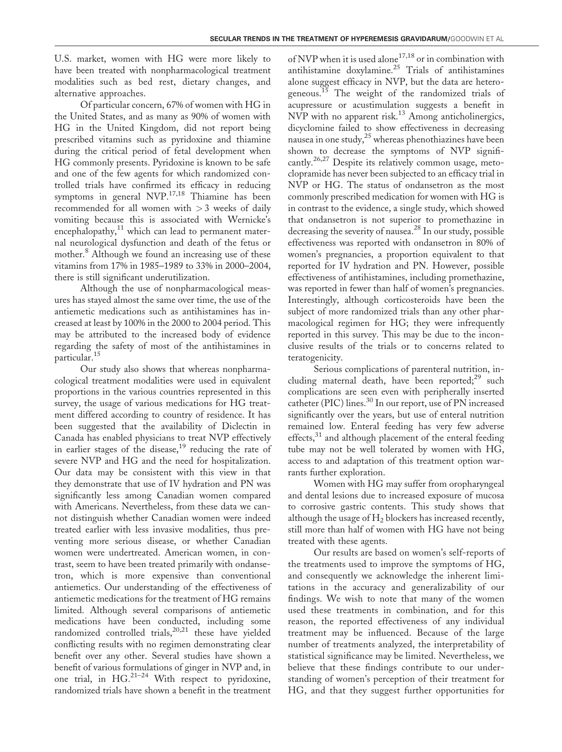U.S. market, women with HG were more likely to have been treated with nonpharmacological treatment modalities such as bed rest, dietary changes, and alternative approaches.

Of particular concern, 67% of women with HG in the United States, and as many as 90% of women with HG in the United Kingdom, did not report being prescribed vitamins such as pyridoxine and thiamine during the critical period of fetal development when HG commonly presents. Pyridoxine is known to be safe and one of the few agents for which randomized controlled trials have confirmed its efficacy in reducing symptoms in general NVP.[17,18] Thiamine has been recommended for all women with $>3$ weeks of daily vomiting because this is associated with Wernicke's encephalopathy,[11] which can lead to permanent maternal neurological dysfunction and death of the fetus or mother.[8] Although we found an increasing use of these vitamins from 17% in 1985–1989 to 33% in 2000–2004, there is still significant underutilization.

Although the use of nonpharmacological measures has stayed almost the same over time, the use of the antiemetic medications such as antihistamines has increased at least by 100% in the 2000 to 2004 period. This may be attributed to the increased body of evidence regarding the safety of most of the antihistamines in particular.[15]

Our study also shows that whereas nonpharmacological treatment modalities were used in equivalent proportions in the various countries represented in this survey, the usage of various medications for HG treatment differed according to country of residence. It has been suggested that the availability of Diclectin in Canada has enabled physicians to treat NVP effectively in earlier stages of the disease,[19] reducing the rate of severe NVP and HG and the need for hospitalization. Our data may be consistent with this view in that they demonstrate that use of IV hydration and PN was significantly less among Canadian women compared with Americans. Nevertheless, from these data we cannot distinguish whether Canadian women were indeed treated earlier with less invasive modalities, thus preventing more serious disease, or whether Canadian women were undertreated. American women, in contrast, seem to have been treated primarily with ondansetron, which is more expensive than conventional antiemetics. Our understanding of the effectiveness of antiemetic medications for the treatment of HG remains limited. Although several comparisons of antiemetic medications have been conducted, including some randomized controlled trials,[20,21] these have yielded conflicting results with no regimen demonstrating clear benefit over any other. Several studies have shown a benefit of various formulations of ginger in NVP and, in one trial, in HG.[21–24] With respect to pyridoxine, randomized trials have shown a benefit in the treatment of NVP when it is used alone[17,18] or in combination with antihistamine doxylamine.[25] Trials of antihistamines alone suggest efficacy in NVP, but the data are heterogeneous.[15] The weight of the randomized trials of acupressure or acustimulation suggests a benefit in NVP with no apparent risk.[13] Among anticholinergics, dicyclomine failed to show effectiveness in decreasing nausea in one study,[25] whereas phenothiazines have been shown to decrease the symptoms of NVP significantly.[26,27] Despite its relatively common usage, metoclopramide has never been subjected to an efficacy trial in NVP or HG. The status of ondansetron as the most commonly prescribed medication for women with HG is in contrast to the evidence, a single study, which showed that ondansetron is not superior to promethazine in decreasing the severity of nausea.[28] In our study, possible effectiveness was reported with ondansetron in 80% of women's pregnancies, a proportion equivalent to that reported for IV hydration and PN. However, possible effectiveness of antihistamines, including promethazine, was reported in fewer than half of women's pregnancies. Interestingly, although corticosteroids have been the subject of more randomized trials than any other pharmacological regimen for HG; they were infrequently reported in this survey. This may be due to the inconclusive results of the trials or to concerns related to teratogenicity.

Serious complications of parenteral nutrition, including maternal death, have been reported;[29] such complications are seen even with peripherally inserted catheter (PIC) lines.[30] In our report, use of PN increased significantly over the years, but use of enteral nutrition remained low. Enteral feeding has very few adverse effects,[31] and although placement of the enteral feeding tube may not be well tolerated by women with HG, access to and adaptation of this treatment option warrants further exploration.

Women with HG may suffer from oropharyngeal and dental lesions due to increased exposure of mucosa to corrosive gastric contents. This study shows that although the usage of $H_2$ blockers has increased recently, still more than half of women with HG have not being treated with these agents.

Our results are based on women's self-reports of the treatments used to improve the symptoms of HG, and consequently we acknowledge the inherent limitations in the accuracy and generalizability of our findings. We wish to note that many of the women used these treatments in combination, and for this reason, the reported effectiveness of any individual treatment may be influenced. Because of the large number of treatments analyzed, the interpretability of statistical significance may be limited. Nevertheless, we believe that these findings contribute to our understanding of women's perception of their treatment for HG, and that they suggest further opportunities for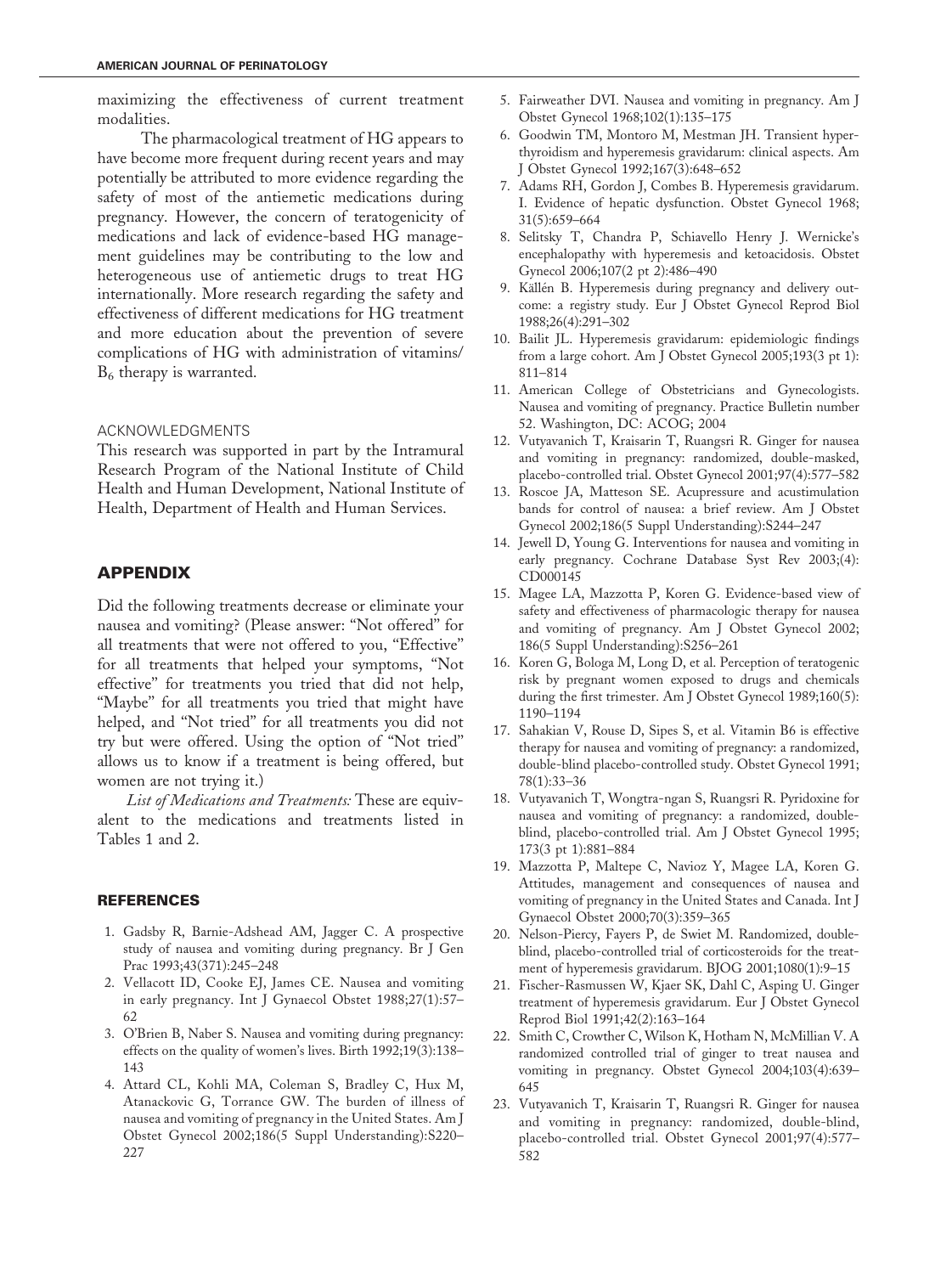maximizing the effectiveness of current treatment modalities.

The pharmacological treatment of HG appears to have become more frequent during recent years and may potentially be attributed to more evidence regarding the safety of most of the antiemetic medications during pregnancy. However, the concern of teratogenicity of medications and lack of evidence-based HG management guidelines may be contributing to the low and heterogeneous use of antiemetic drugs to treat HG internationally. More research regarding the safety and effectiveness of different medications for HG treatment and more education about the prevention of severe complications of HG with administration of vitamins/ $B_6$ therapy is warranted.

## ACKNOWLEDGMENTS

This research was supported in part by the Intramural Research Program of the National Institute of Child Health and Human Development, National Institute of Health, Department of Health and Human Services.

## APPENDIX

Did the following treatments decrease or eliminate your nausea and vomiting? (Please answer: "Not offered" for all treatments that were not offered to you, "Effective" for all treatments that helped your symptoms, "Not effective" for treatments you tried that did not help, "Maybe" for all treatments you tried that might have helped, and "Not tried" for all treatments you did not try but were offered. Using the option of "Not tried" allows us to know if a treatment is being offered, but women are not trying it.)

*List of Medications and Treatments:* These are equivalent to the medications and treatments listed in Tables 1 and 2.

## REFERENCES

1. Gadsby R, Barnie-Adshead AM, Jagger C. A prospective study of nausea and vomiting during pregnancy. Br J Gen Prac 1993;43(371):245–248
2. Vellacott ID, Cooke EJ, James CE. Nausea and vomiting in early pregnancy. Int J Gynaecol Obstet 1988;27(1):57–62
3. O'Brien B, Naber S. Nausea and vomiting during pregnancy: effects on the quality of women's lives. Birth 1992;19(3):138–143
4. Attard CL, Kohli MA, Coleman S, Bradley C, Hux M, Atanackovic G, Torrance GW. The burden of illness of nausea and vomiting of pregnancy in the United States. Am J Obstet Gynecol 2002;186(5 Suppl Understanding):S220–227
5. Fairweather DVI. Nausea and vomiting in pregnancy. Am J Obstet Gynecol 1968;102(1):135–175
6. Goodwin TM, Montoro M, Mestman JH. Transient hyperthyroidism and hyperemesis gravidarum: clinical aspects. Am J Obstet Gynecol 1992;167(3):648–652
7. Adams RH, Gordon J, Combes B. Hyperemesis gravidarum. I. Evidence of hepatic dysfunction. Obstet Gynecol 1968; 31(5):659–664
8. Selitsky T, Chandra P, Schiavello Henry J. Wernicke's encephalopathy with hyperemesis and ketoacidosis. Obstet Gynecol 2006;107(2 pt 2):486–490
9. Källén B. Hyperemesis during pregnancy and delivery outcome: a registry study. Eur J Obstet Gynecol Reprod Biol 1988;26(4):291–302
10. Bailit JL. Hyperemesis gravidarum: epidemiologic findings from a large cohort. Am J Obstet Gynecol 2005;193(3 pt 1): 811–814
11. American College of Obstetricians and Gynecologists. Nausea and vomiting of pregnancy. Practice Bulletin number 52. Washington, DC: ACOG; 2004
12. Vutyavanich T, Kraisarin T, Ruangsri R. Ginger for nausea and vomiting in pregnancy: randomized, double-masked, placebo-controlled trial. Obstet Gynecol 2001;97(4):577–582
13. Roscoe JA, Matteson SE. Acupressure and acustimulation bands for control of nausea: a brief review. Am J Obstet Gynecol 2002;186(5 Suppl Understanding):S244–247
14. Jewell D, Young G. Interventions for nausea and vomiting in early pregnancy. Cochrane Database Syst Rev 2003;(4): CD000145
15. Magee LA, Mazzotta P, Koren G. Evidence-based view of safety and effectiveness of pharmacologic therapy for nausea and vomiting of pregnancy. Am J Obstet Gynecol 2002; 186(5 Suppl Understanding):S256–261
16. Koren G, Bologa M, Long D, et al. Perception of teratogenic risk by pregnant women exposed to drugs and chemicals during the first trimester. Am J Obstet Gynecol 1989;160(5): 1190–1194
17. Sahakian V, Rouse D, Sipes S, et al. Vitamin B6 is effective therapy for nausea and vomiting of pregnancy: a randomized, double-blind placebo-controlled study. Obstet Gynecol 1991; 78(1):33–36
18. Vutyavanich T, Wongtra-ngan S, Ruangsri R. Pyridoxine for nausea and vomiting of pregnancy: a randomized, double-blind, placebo-controlled trial. Am J Obstet Gynecol 1995; 173(3 pt 1):881–884
19. Mazzotta P, Maltepe C, Navioz Y, Magee LA, Koren G. Attitudes, management and consequences of nausea and vomiting of pregnancy in the United States and Canada. Int J Gynaecol Obstet 2000;70(3):359–365
20. Nelson-Piercy, Fayers P, de Swiet M. Randomized, double-blind, placebo-controlled trial of corticosteroids for the treatment of hyperemesis gravidarum. BJOG 2001;1080(1):9–15
21. Fischer-Rasmussen W, Kjaer SK, Dahl C, Asping U. Ginger treatment of hyperemesis gravidarum. Eur J Obstet Gynecol Reprod Biol 1991;42(2):163–164
22. Smith C, Crowther C, Wilson K, Hotham N, McMillian V. A randomized controlled trial of ginger to treat nausea and vomiting in pregnancy. Obstet Gynecol 2004;103(4):639–645
23. Vutyavanich T, Kraisarin T, Ruangsri R. Ginger for nausea and vomiting in pregnancy: randomized, double-blind, placebo-controlled trial. Obstet Gynecol 2001;97(4):577–582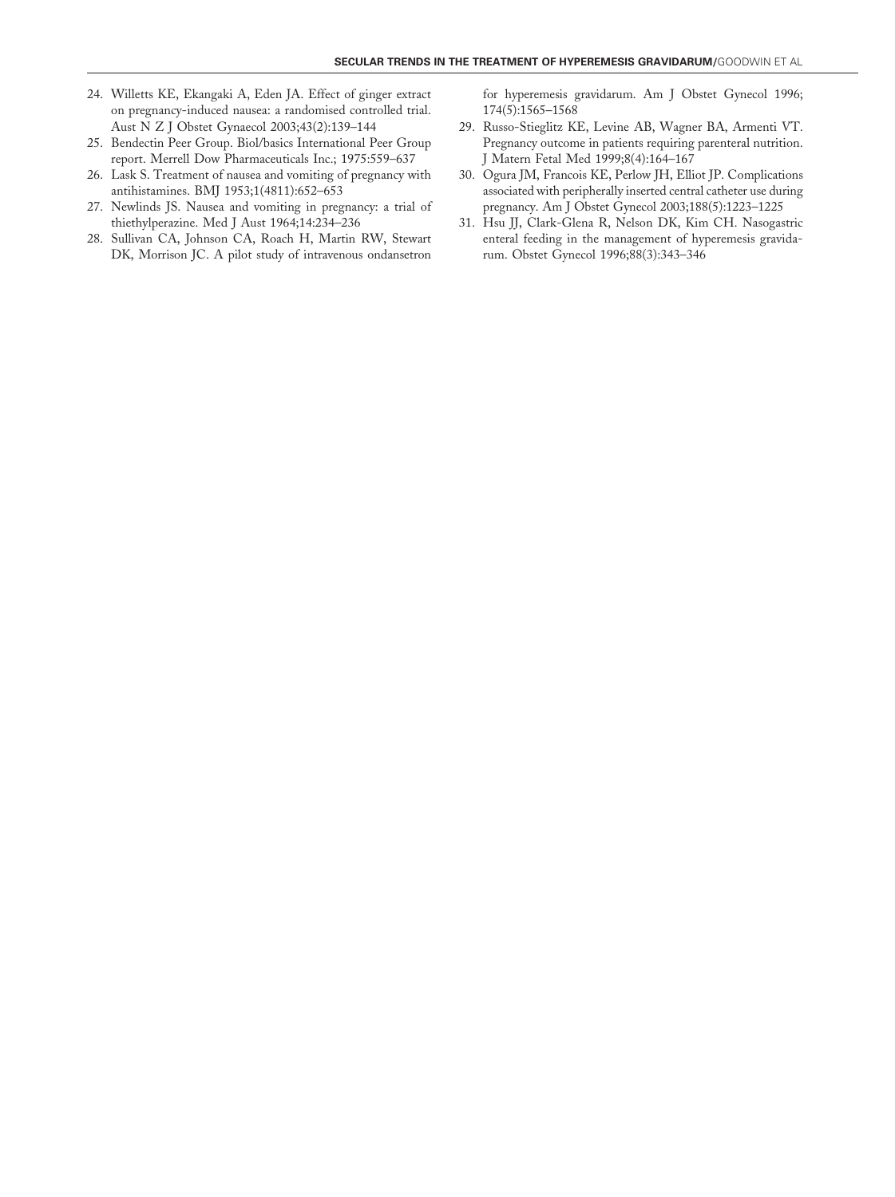24. Willetts KE, Ekangaki A, Eden JA. Effect of ginger extract on pregnancy-induced nausea: a randomised controlled trial. Aust N Z J Obstet Gynaecol 2003;43(2):139–144
25. Bendectin Peer Group. Biol/basics International Peer Group report. Merrell Dow Pharmaceuticals Inc.; 1975:559–637
26. Lask S. Treatment of nausea and vomiting of pregnancy with antihistamines. BMJ 1953;1(4811):652–653
27. Newlinds JS. Nausea and vomiting in pregnancy: a trial of thiethylperazine. Med J Aust 1964;14:234–236
28. Sullivan CA, Johnson CA, Roach H, Martin RW, Stewart DK, Morrison JC. A pilot study of intravenous ondansetron for hyperemesis gravidarum. Am J Obstet Gynecol 1996; 174(5):1565–1568
29. Russo-Stieglitz KE, Levine AB, Wagner BA, Armenti VT. Pregnancy outcome in patients requiring parenteral nutrition. J Matern Fetal Med 1999;8(4):164–167
30. Ogura JM, Francois KE, Perlow JH, Elliot JP. Complications associated with peripherally inserted central catheter use during pregnancy. Am J Obstet Gynecol 2003;188(5):1223–1225
31. Hsu JJ, Clark-Glena R, Nelson DK, Kim CH. Nasogastric enteral feeding in the management of hyperemesis gravidarum. Obstet Gynecol 1996;88(3):343–346